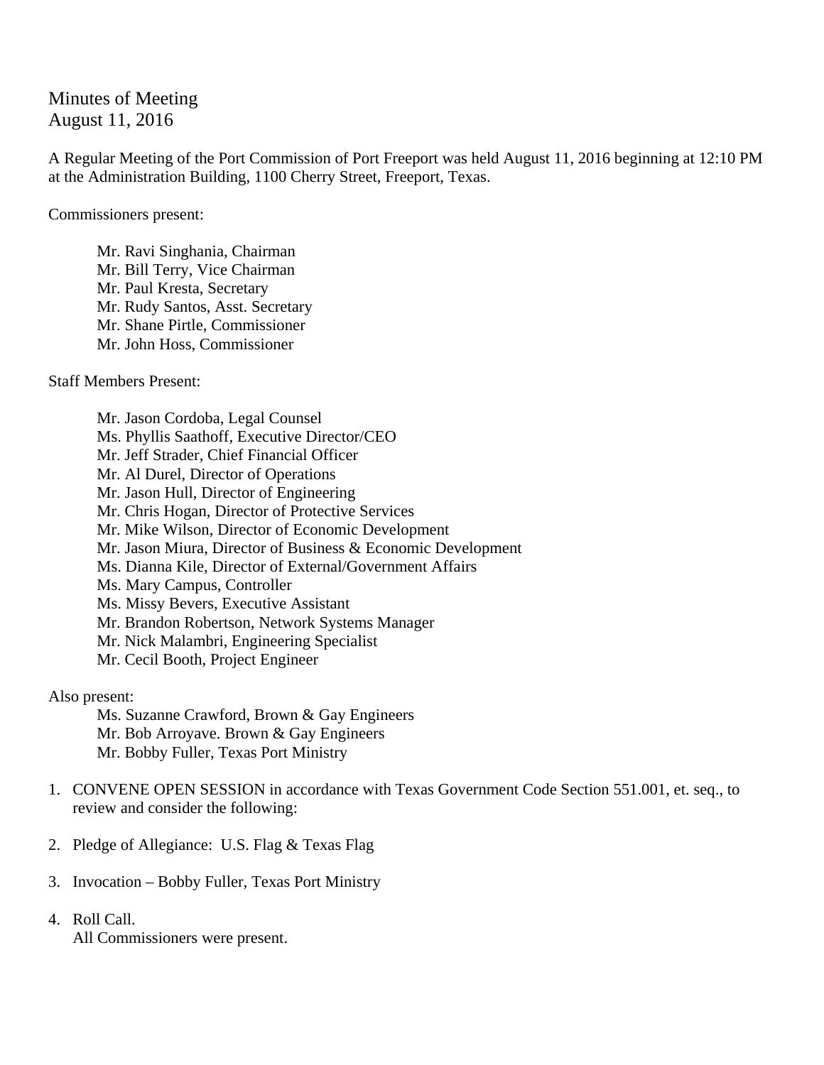Minutes of Meeting
August 11, 2016

A Regular Meeting of the Port Commission of Port Freeport was held August 11, 2016 beginning at 12:10 PM at the Administration Building, 1100 Cherry Street, Freeport, Texas.

Commissioners present:

Mr. Ravi Singhania, Chairman
Mr. Bill Terry, Vice Chairman
Mr. Paul Kresta, Secretary
Mr. Rudy Santos, Asst. Secretary
Mr. Shane Pirtle, Commissioner
Mr. John Hoss, Commissioner

Staff Members Present:

Mr. Jason Cordoba, Legal Counsel
Ms. Phyllis Saathoff, Executive Director/CEO
Mr. Jeff Strader, Chief Financial Officer
Mr. Al Durel, Director of Operations
Mr. Jason Hull, Director of Engineering
Mr. Chris Hogan, Director of Protective Services
Mr. Mike Wilson, Director of Economic Development
Mr. Jason Miura, Director of Business & Economic Development
Ms. Dianna Kile, Director of External/Government Affairs
Ms. Mary Campus, Controller
Ms. Missy Bevers, Executive Assistant
Mr. Brandon Robertson, Network Systems Manager
Mr. Nick Malambri, Engineering Specialist
Mr. Cecil Booth, Project Engineer

Also present:

Ms. Suzanne Crawford, Brown & Gay Engineers
Mr. Bob Arroyave. Brown & Gay Engineers
Mr. Bobby Fuller, Texas Port Ministry

1. CONVENE OPEN SESSION in accordance with Texas Government Code Section 551.001, et. seq., to review and consider the following:

2. Pledge of Allegiance: U.S. Flag & Texas Flag

3. Invocation – Bobby Fuller, Texas Port Ministry

4. Roll Call.
   All Commissioners were present.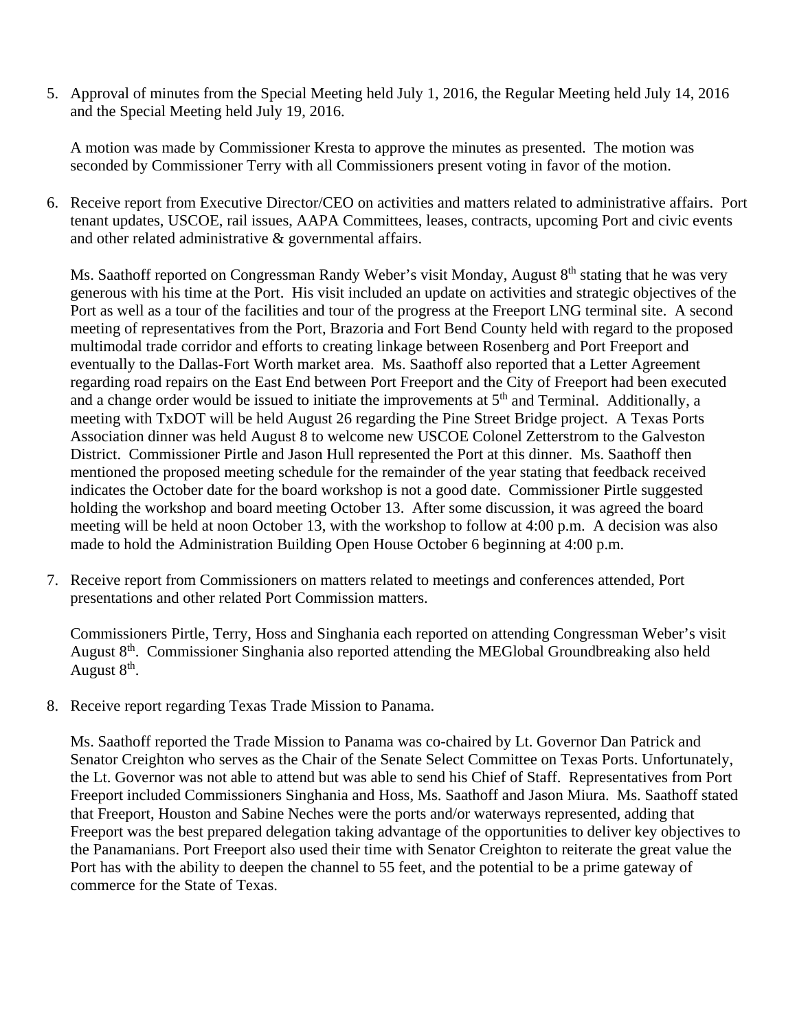5. Approval of minutes from the Special Meeting held July 1, 2016, the Regular Meeting held July 14, 2016 and the Special Meeting held July 19, 2016.

   A motion was made by Commissioner Kresta to approve the minutes as presented. The motion was seconded by Commissioner Terry with all Commissioners present voting in favor of the motion.

6. Receive report from Executive Director/CEO on activities and matters related to administrative affairs. Port tenant updates, USCOE, rail issues, AAPA Committees, leases, contracts, upcoming Port and civic events and other related administrative & governmental affairs.

   Ms. Saathoff reported on Congressman Randy Weber's visit Monday, August 8th stating that he was very generous with his time at the Port. His visit included an update on activities and strategic objectives of the Port as well as a tour of the facilities and tour of the progress at the Freeport LNG terminal site. A second meeting of representatives from the Port, Brazoria and Fort Bend County held with regard to the proposed multimodal trade corridor and efforts to creating linkage between Rosenberg and Port Freeport and eventually to the Dallas-Fort Worth market area. Ms. Saathoff also reported that a Letter Agreement regarding road repairs on the East End between Port Freeport and the City of Freeport had been executed and a change order would be issued to initiate the improvements at 5th and Terminal. Additionally, a meeting with TxDOT will be held August 26 regarding the Pine Street Bridge project. A Texas Ports Association dinner was held August 8 to welcome new USCOE Colonel Zetterstrom to the Galveston District. Commissioner Pirtle and Jason Hull represented the Port at this dinner. Ms. Saathoff then mentioned the proposed meeting schedule for the remainder of the year stating that feedback received indicates the October date for the board workshop is not a good date. Commissioner Pirtle suggested holding the workshop and board meeting October 13. After some discussion, it was agreed the board meeting will be held at noon October 13, with the workshop to follow at 4:00 p.m. A decision was also made to hold the Administration Building Open House October 6 beginning at 4:00 p.m.

7. Receive report from Commissioners on matters related to meetings and conferences attended, Port presentations and other related Port Commission matters.

   Commissioners Pirtle, Terry, Hoss and Singhania each reported on attending Congressman Weber's visit August 8th. Commissioner Singhania also reported attending the MEGlobal Groundbreaking also held August 8th.

8. Receive report regarding Texas Trade Mission to Panama.

   Ms. Saathoff reported the Trade Mission to Panama was co-chaired by Lt. Governor Dan Patrick and Senator Creighton who serves as the Chair of the Senate Select Committee on Texas Ports. Unfortunately, the Lt. Governor was not able to attend but was able to send his Chief of Staff. Representatives from Port Freeport included Commissioners Singhania and Hoss, Ms. Saathoff and Jason Miura. Ms. Saathoff stated that Freeport, Houston and Sabine Neches were the ports and/or waterways represented, adding that Freeport was the best prepared delegation taking advantage of the opportunities to deliver key objectives to the Panamanians. Port Freeport also used their time with Senator Creighton to reiterate the great value the Port has with the ability to deepen the channel to 55 feet, and the potential to be a prime gateway of commerce for the State of Texas.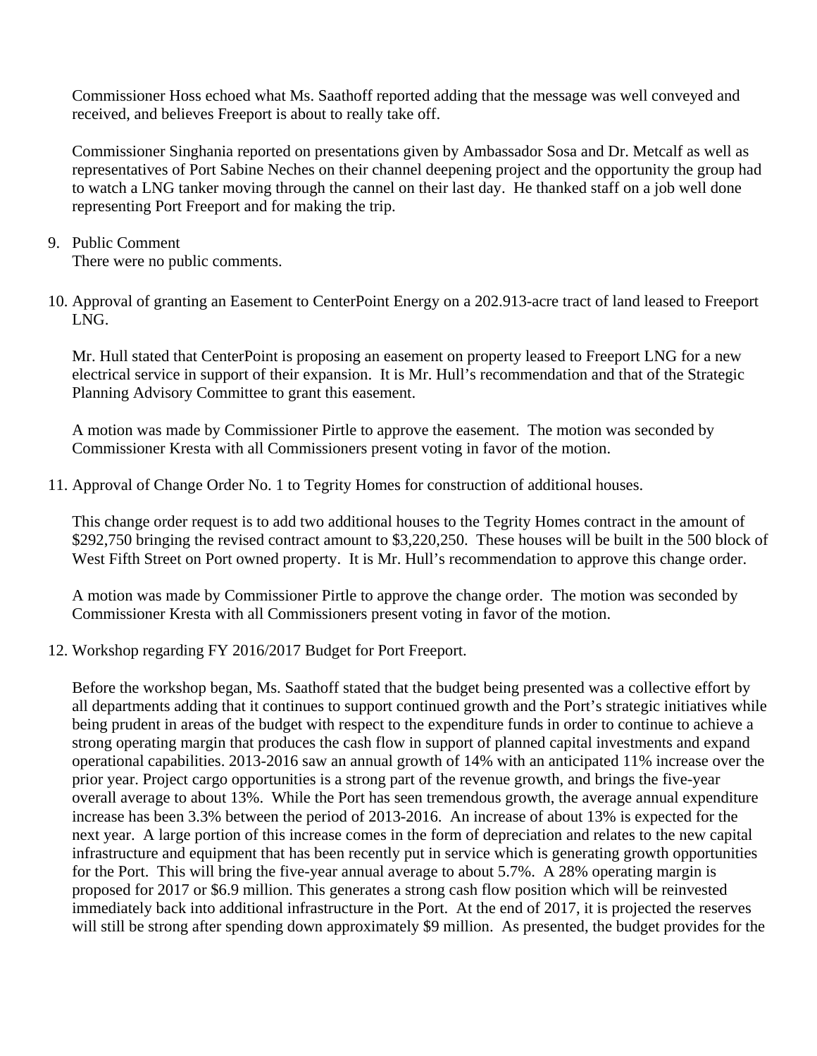Commissioner Hoss echoed what Ms. Saathoff reported adding that the message was well conveyed and received, and believes Freeport is about to really take off.

Commissioner Singhania reported on presentations given by Ambassador Sosa and Dr. Metcalf as well as representatives of Port Sabine Neches on their channel deepening project and the opportunity the group had to watch a LNG tanker moving through the cannel on their last day. He thanked staff on a job well done representing Port Freeport and for making the trip.

9. Public Comment
   There were no public comments.

10. Approval of granting an Easement to CenterPoint Energy on a 202.913-acre tract of land leased to Freeport LNG.

    Mr. Hull stated that CenterPoint is proposing an easement on property leased to Freeport LNG for a new electrical service in support of their expansion. It is Mr. Hull's recommendation and that of the Strategic Planning Advisory Committee to grant this easement.

    A motion was made by Commissioner Pirtle to approve the easement. The motion was seconded by Commissioner Kresta with all Commissioners present voting in favor of the motion.

11. Approval of Change Order No. 1 to Tegrity Homes for construction of additional houses.

    This change order request is to add two additional houses to the Tegrity Homes contract in the amount of $292,750 bringing the revised contract amount to $3,220,250. These houses will be built in the 500 block of West Fifth Street on Port owned property. It is Mr. Hull's recommendation to approve this change order.

    A motion was made by Commissioner Pirtle to approve the change order. The motion was seconded by Commissioner Kresta with all Commissioners present voting in favor of the motion.

12. Workshop regarding FY 2016/2017 Budget for Port Freeport.

    Before the workshop began, Ms. Saathoff stated that the budget being presented was a collective effort by all departments adding that it continues to support continued growth and the Port's strategic initiatives while being prudent in areas of the budget with respect to the expenditure funds in order to continue to achieve a strong operating margin that produces the cash flow in support of planned capital investments and expand operational capabilities. 2013-2016 saw an annual growth of 14% with an anticipated 11% increase over the prior year. Project cargo opportunities is a strong part of the revenue growth, and brings the five-year overall average to about 13%. While the Port has seen tremendous growth, the average annual expenditure increase has been 3.3% between the period of 2013-2016. An increase of about 13% is expected for the next year. A large portion of this increase comes in the form of depreciation and relates to the new capital infrastructure and equipment that has been recently put in service which is generating growth opportunities for the Port. This will bring the five-year annual average to about 5.7%. A 28% operating margin is proposed for 2017 or $6.9 million. This generates a strong cash flow position which will be reinvested immediately back into additional infrastructure in the Port. At the end of 2017, it is projected the reserves will still be strong after spending down approximately $9 million. As presented, the budget provides for the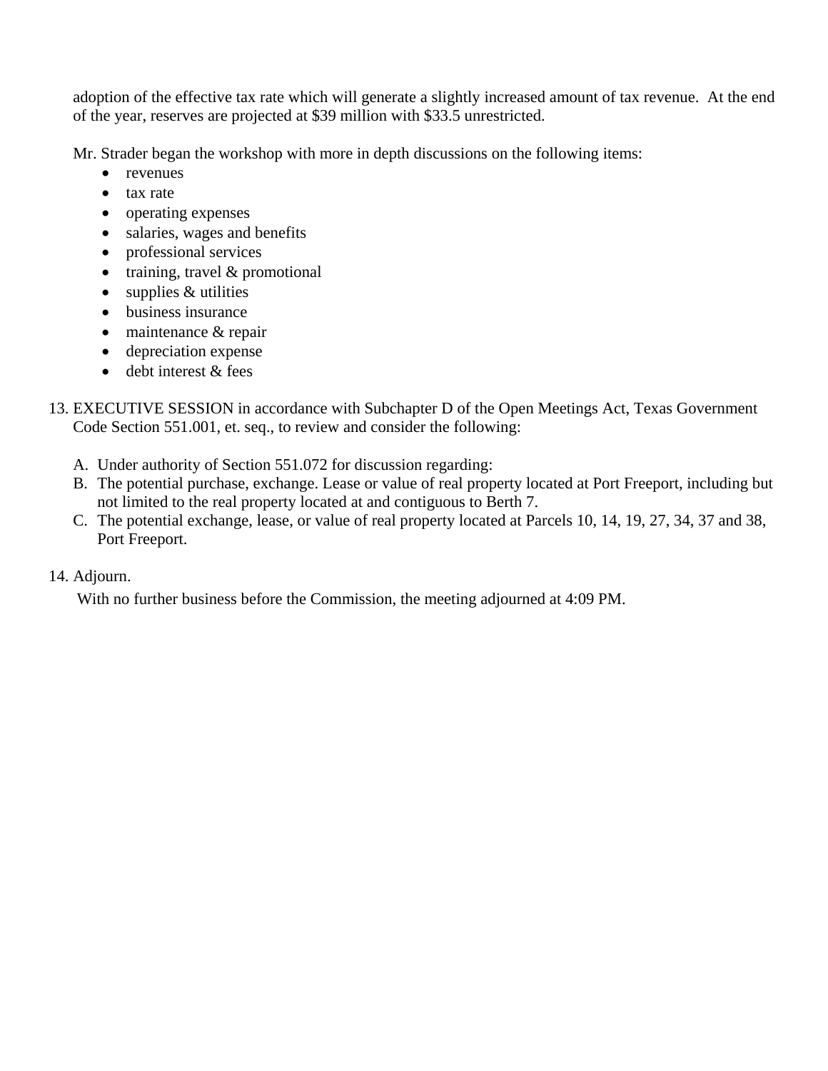adoption of the effective tax rate which will generate a slightly increased amount of tax revenue. At the end of the year, reserves are projected at $39 million with $33.5 unrestricted.

Mr. Strader began the workshop with more in depth discussions on the following items:

- revenues
- tax rate
- operating expenses
- salaries, wages and benefits
- professional services
- training, travel & promotional
- supplies & utilities
- business insurance
- maintenance & repair
- depreciation expense
- debt interest & fees

13. EXECUTIVE SESSION in accordance with Subchapter D of the Open Meetings Act, Texas Government Code Section 551.001, et. seq., to review and consider the following:

    A. Under authority of Section 551.072 for discussion regarding:
    B. The potential purchase, exchange. Lease or value of real property located at Port Freeport, including but not limited to the real property located at and contiguous to Berth 7.
    C. The potential exchange, lease, or value of real property located at Parcels 10, 14, 19, 27, 34, 37 and 38, Port Freeport.

14. Adjourn.

    With no further business before the Commission, the meeting adjourned at 4:09 PM.